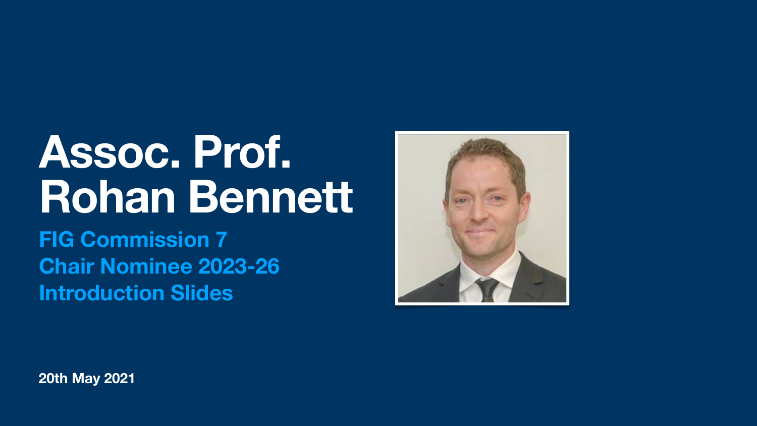# Assoc. Prof. Rohan Bennett

**FIG Commission 7**
**Chair Nominee 2023-26**
**Introduction Slides**

**20th May 2021**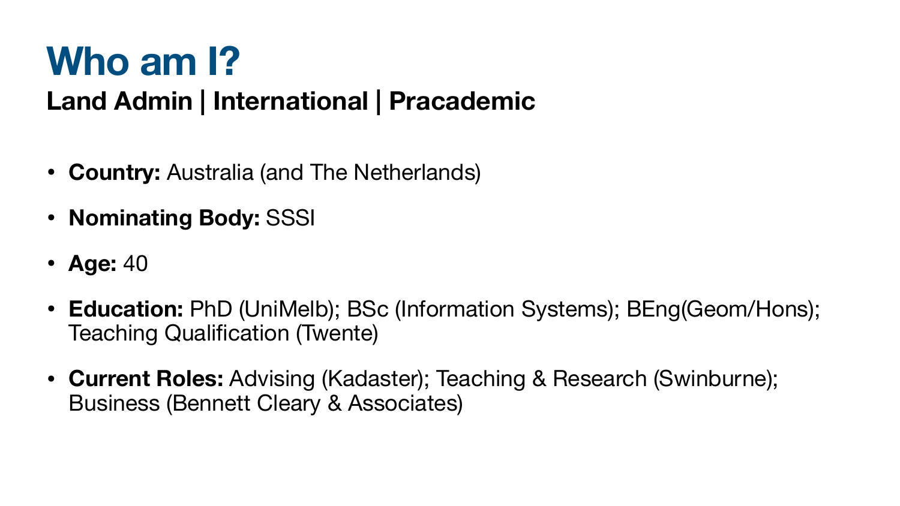# Who am I?

**Land Admin | International | Pracademic**

- **Country:** Australia (and The Netherlands)
- **Nominating Body:** SSSI
- **Age:** 40
- **Education:** PhD (UniMelb); BSc (Information Systems); BEng(Geom/Hons); Teaching Qualification (Twente)
- **Current Roles:** Advising (Kadaster); Teaching & Research (Swinburne); Business (Bennett Cleary & Associates)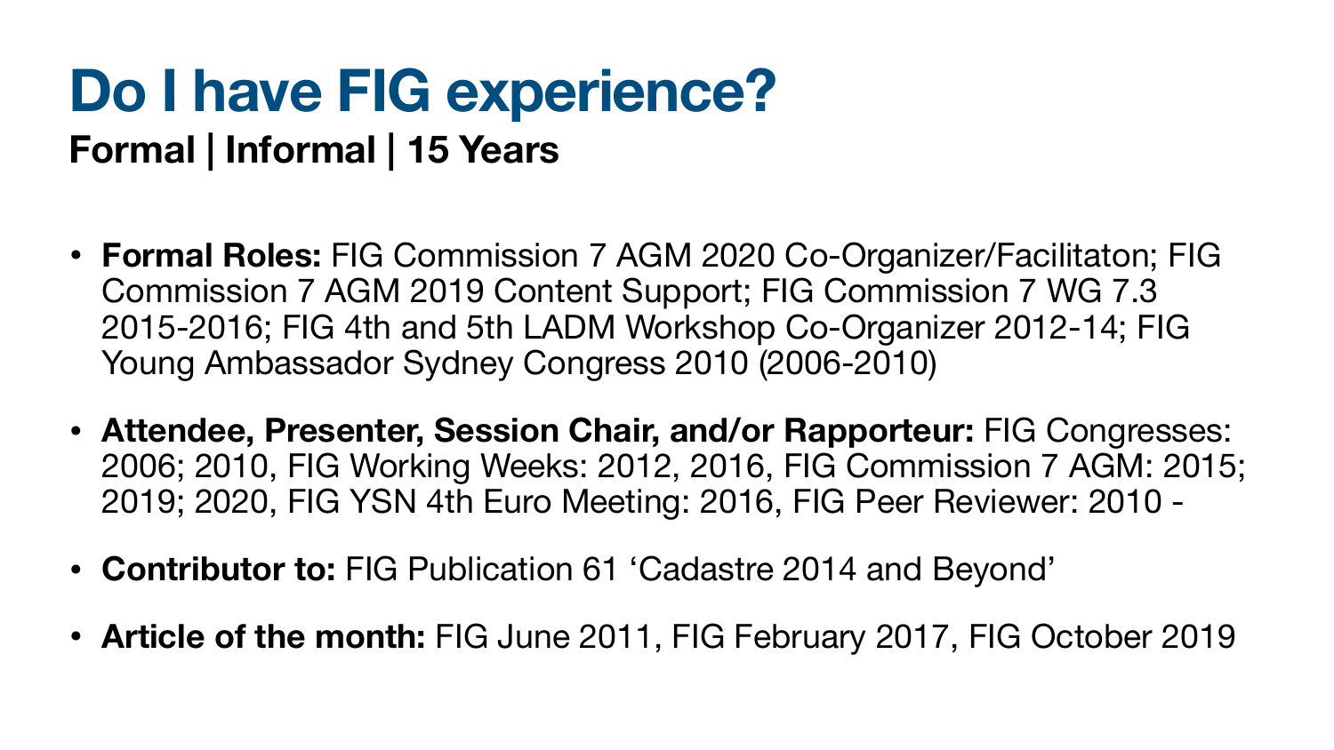# Do I have FIG experience?

**Formal | Informal | 15 Years**

- **Formal Roles:** FIG Commission 7 AGM 2020 Co-Organizer/Facilitaton; FIG Commission 7 AGM 2019 Content Support; FIG Commission 7 WG 7.3 2015-2016; FIG 4th and 5th LADM Workshop Co-Organizer 2012-14; FIG Young Ambassador Sydney Congress 2010 (2006-2010)
- **Attendee, Presenter, Session Chair, and/or Rapporteur:** FIG Congresses: 2006; 2010, FIG Working Weeks: 2012, 2016, FIG Commission 7 AGM: 2015; 2019; 2020, FIG YSN 4th Euro Meeting: 2016, FIG Peer Reviewer: 2010 -
- **Contributor to:** FIG Publication 61 'Cadastre 2014 and Beyond'
- **Article of the month:** FIG June 2011, FIG February 2017, FIG October 2019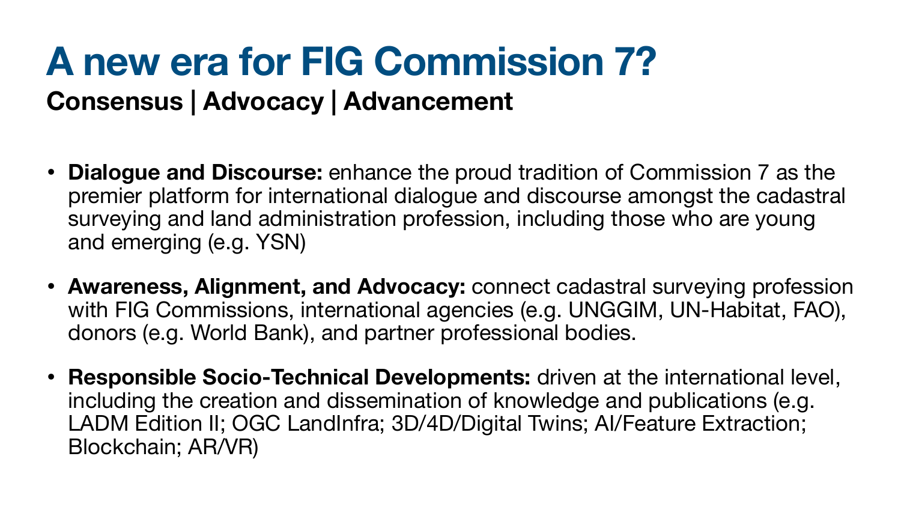# A new era for FIG Commission 7?

**Consensus | Advocacy | Advancement**

- **Dialogue and Discourse:** enhance the proud tradition of Commission 7 as the premier platform for international dialogue and discourse amongst the cadastral surveying and land administration profession, including those who are young and emerging (e.g. YSN)
- **Awareness, Alignment, and Advocacy:** connect cadastral surveying profession with FIG Commissions, international agencies (e.g. UNGGIM, UN-Habitat, FAO), donors (e.g. World Bank), and partner professional bodies.
- **Responsible Socio-Technical Developments:** driven at the international level, including the creation and dissemination of knowledge and publications (e.g. LADM Edition II; OGC LandInfra; 3D/4D/Digital Twins; AI/Feature Extraction; Blockchain; AR/VR)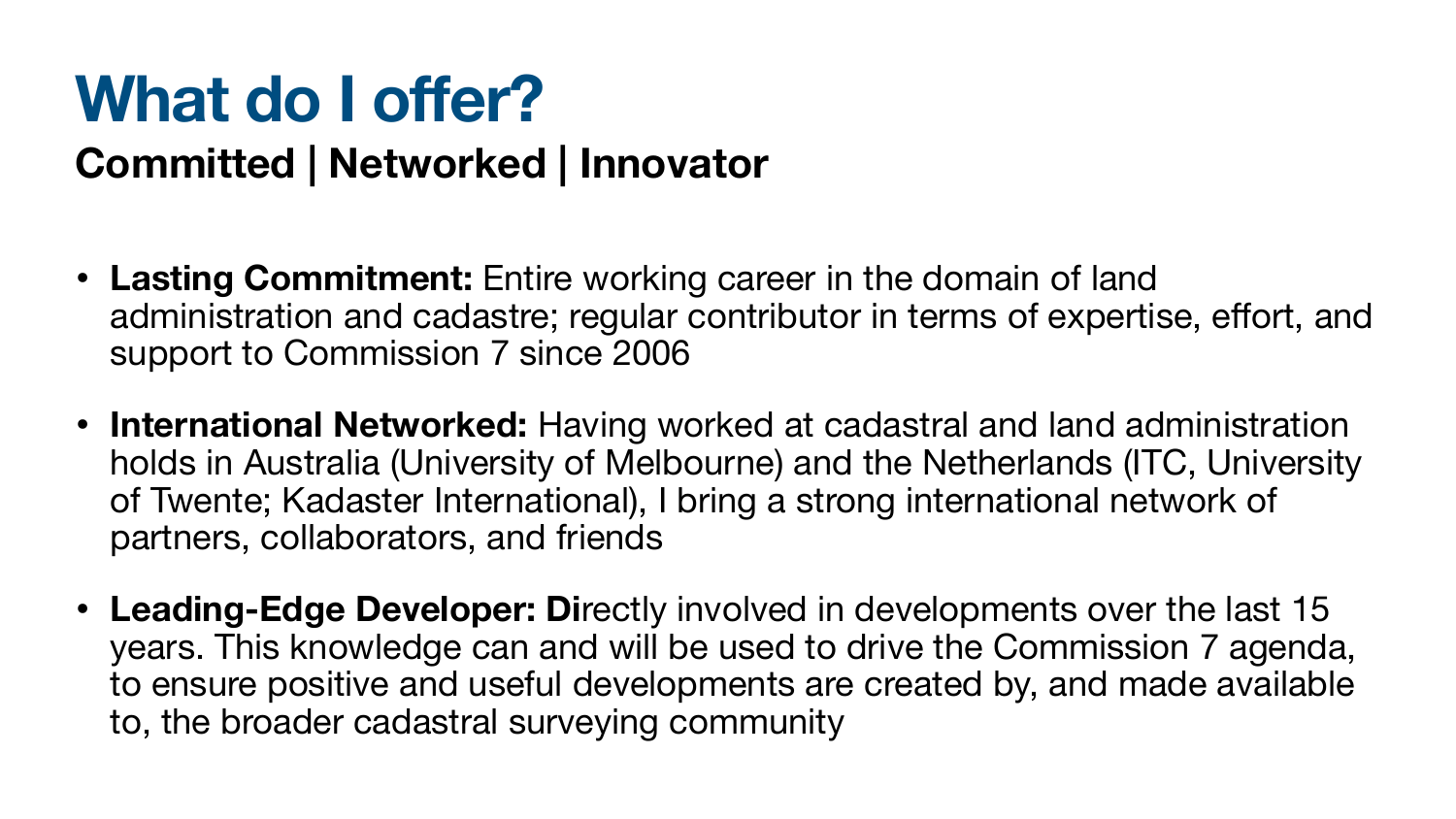# What do I offer?

**Committed | Networked | Innovator**

- **Lasting Commitment:** Entire working career in the domain of land administration and cadastre; regular contributor in terms of expertise, effort, and support to Commission 7 since 2006
- **International Networked:** Having worked at cadastral and land administration holds in Australia (University of Melbourne) and the Netherlands (ITC, University of Twente; Kadaster International), I bring a strong international network of partners, collaborators, and friends
- **Leading-Edge Developer: Di**rectly involved in developments over the last 15 years. This knowledge can and will be used to drive the Commission 7 agenda, to ensure positive and useful developments are created by, and made available to, the broader cadastral surveying community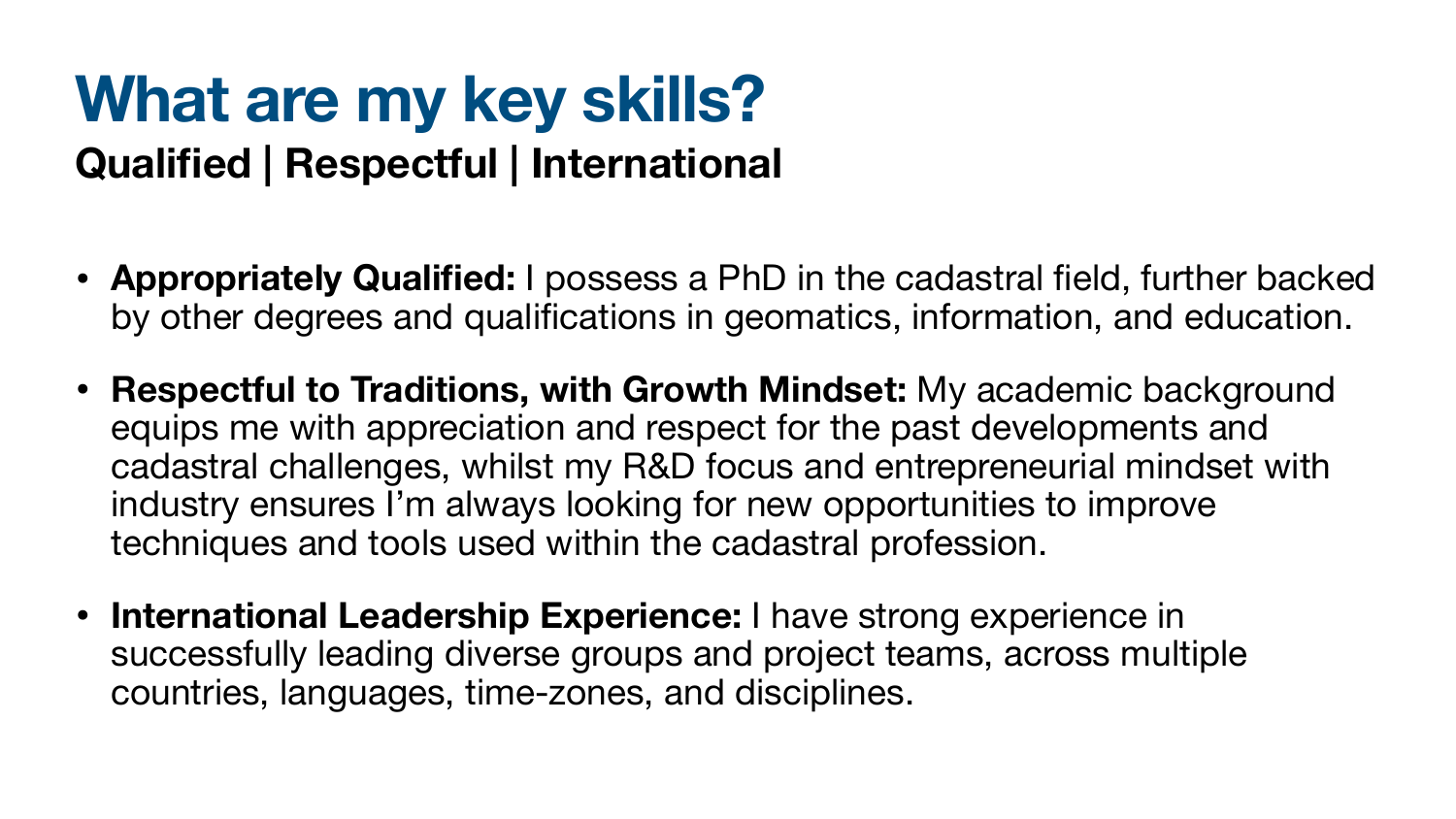# What are my key skills?

**Qualified | Respectful | International**

- **Appropriately Qualified:** I possess a PhD in the cadastral field, further backed by other degrees and qualifications in geomatics, information, and education.
- **Respectful to Traditions, with Growth Mindset:** My academic background equips me with appreciation and respect for the past developments and cadastral challenges, whilst my R&D focus and entrepreneurial mindset with industry ensures I'm always looking for new opportunities to improve techniques and tools used within the cadastral profession.
- **International Leadership Experience:** I have strong experience in successfully leading diverse groups and project teams, across multiple countries, languages, time-zones, and disciplines.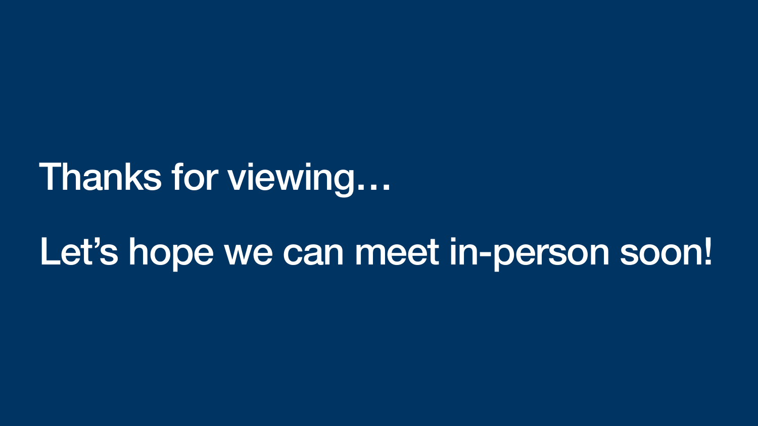Thanks for viewing…

Let's hope we can meet in-person soon!